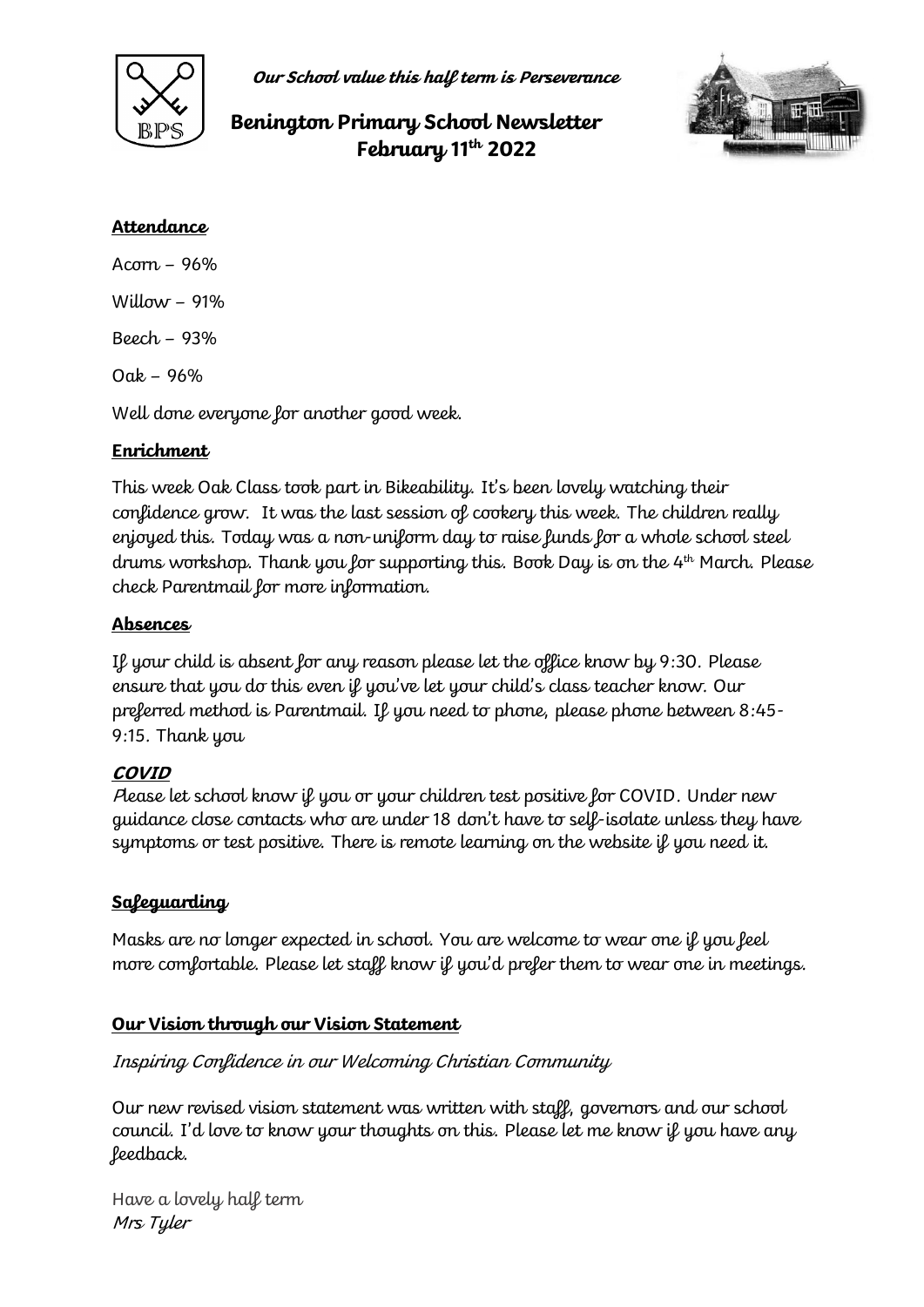*Our School value this half term is Perseverance*

# Benington Primary School Newsletter
# February 11th 2022

**Attendance**

Acorn – 96%

Willow – 91%

Beech – 93%

Oak – 96%

Well done everyone for another good week.

**Enrichment**

This week Oak Class took part in Bikeability. It's been lovely watching their confidence grow. It was the last session of cookery this week. The children really enjoyed this. Today was a non-uniform day to raise funds for a whole school steel drums workshop. Thank you for supporting this. Book Day is on the 4th March. Please check Parentmail for more information.

**Absences**

If your child is absent for any reason please let the office know by 9:30. Please ensure that you do this even if you've let your child's class teacher know. Our preferred method is Parentmail. If you need to phone, please phone between 8:45-9:15. Thank you

***COVID***

Please let school know if you or your children test positive for COVID. Under new guidance close contacts who are under 18 don't have to self-isolate unless they have symptoms or test positive. There is remote learning on the website if you need it.

**Safeguarding**

Masks are no longer expected in school. You are welcome to wear one if you feel more comfortable. Please let staff know if you'd prefer them to wear one in meetings.

**Our Vision through our Vision Statement**

*Inspiring Confidence in our Welcoming Christian Community*

Our new revised vision statement was written with staff, governors and our school council. I'd love to know your thoughts on this. Please let me know if you have any feedback.

Have a lovely half term
*Mrs Tyler*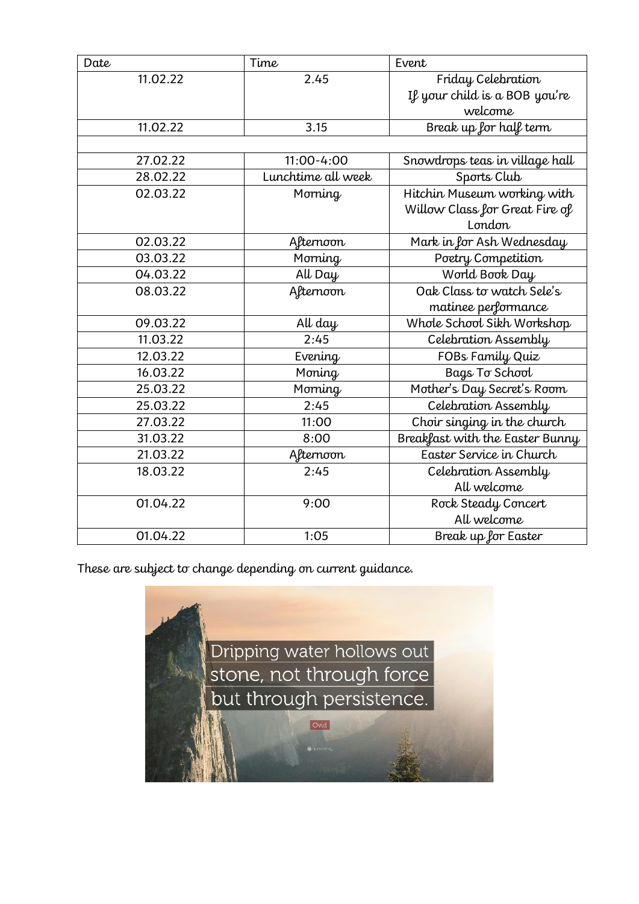| Date | Time | Event |
|---|---|---|
| 11.02.22 | 2.45 | Friday Celebration<br>If your child is a BOB you're welcome |
| 11.02.22 | 3.15 | Break up for half term |
| | | |
| 27.02.22 | 11:00-4:00 | Snowdrops teas in village hall |
| 28.02.22 | Lunchtime all week | Sports Club |
| 02.03.22 | Morning | Hitchin Museum working with Willow Class for Great Fire of London |
| 02.03.22 | Afternoon | Mark in for Ash Wednesday |
| 03.03.22 | Morning | Poetry Competition |
| 04.03.22 | All Day | World Book Day |
| 08.03.22 | Afternoon | Oak Class to watch Sele's matinee performance |
| 09.03.22 | All day | Whole School Sikh Workshop |
| 11.03.22 | 2:45 | Celebration Assembly |
| 12.03.22 | Evening | FOBs Family Quiz |
| 16.03.22 | Moning | Bags To School |
| 25.03.22 | Morning | Mother's Day Secret's Room |
| 25.03.22 | 2:45 | Celebration Assembly |
| 27.03.22 | 11:00 | Choir singing in the church |
| 31.03.22 | 8:00 | Breakfast with the Easter Bunny |
| 21.03.22 | Afternoon | Easter Service in Church |
| 18.03.22 | 2:45 | Celebration Assembly<br>All welcome |
| 01.04.22 | 9:00 | Rock Steady Concert<br>All welcome |
| 01.04.22 | 1:05 | Break up for Easter |

These are subject to change depending on current guidance.

> Dripping water hollows out stone, not through force but through persistence.
>
> Ovid